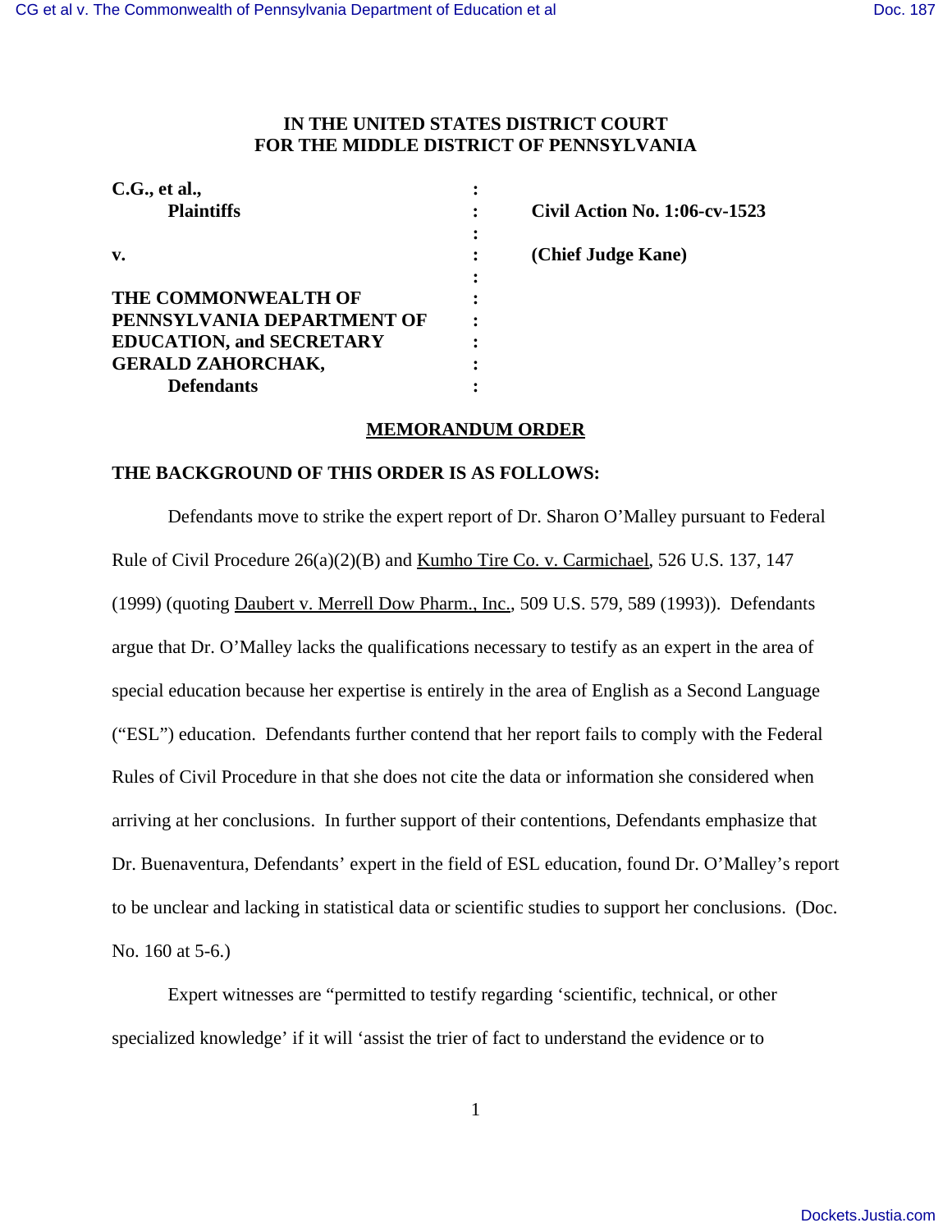# IN THE UNITED STATES DISTRICT COURT FOR THE MIDDLE DISTRICT OF PENNSYLVANIA

| | | |
|---|---|---|
| **C.G., et al.,** | : | |
| **Plaintiffs** | : | **Civil Action No. 1:06-cv-1523** |
| | : | |
| **v.** | : | **(Chief Judge Kane)** |
| | : | |
| **THE COMMONWEALTH OF PENNSYLVANIA DEPARTMENT OF EDUCATION, and SECRETARY GERALD ZAHORCHAK,** | : | |
| **Defendants** | : | |

## MEMORANDUM ORDER

**THE BACKGROUND OF THIS ORDER IS AS FOLLOWS:**

Defendants move to strike the expert report of Dr. Sharon O'Malley pursuant to Federal Rule of Civil Procedure 26(a)(2)(B) and Kumho Tire Co. v. Carmichael, 526 U.S. 137, 147 (1999) (quoting Daubert v. Merrell Dow Pharm., Inc., 509 U.S. 579, 589 (1993)). Defendants argue that Dr. O'Malley lacks the qualifications necessary to testify as an expert in the area of special education because her expertise is entirely in the area of English as a Second Language ("ESL") education. Defendants further contend that her report fails to comply with the Federal Rules of Civil Procedure in that she does not cite the data or information she considered when arriving at her conclusions. In further support of their contentions, Defendants emphasize that Dr. Buenaventura, Defendants' expert in the field of ESL education, found Dr. O'Malley's report to be unclear and lacking in statistical data or scientific studies to support her conclusions. (Doc. No. 160 at 5-6.)

Expert witnesses are "permitted to testify regarding 'scientific, technical, or other specialized knowledge' if it will 'assist the trier of fact to understand the evidence or to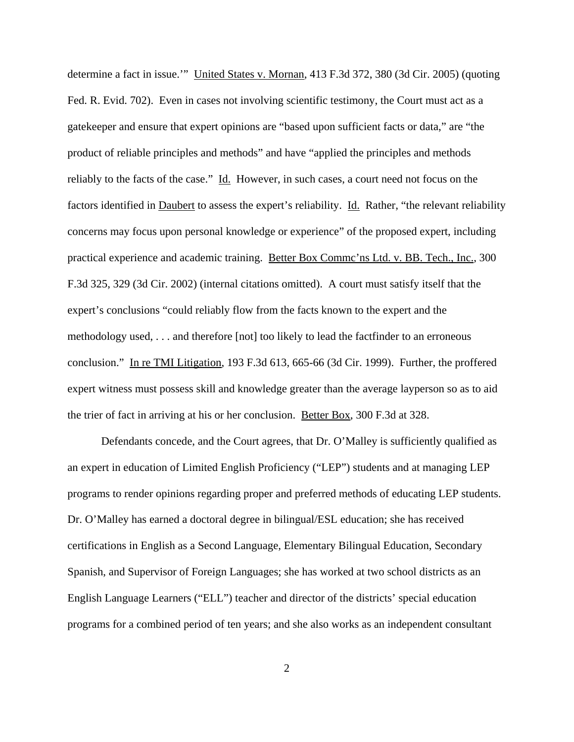determine a fact in issue.'" United States v. Mornan, 413 F.3d 372, 380 (3d Cir. 2005) (quoting Fed. R. Evid. 702). Even in cases not involving scientific testimony, the Court must act as a gatekeeper and ensure that expert opinions are "based upon sufficient facts or data," are "the product of reliable principles and methods" and have "applied the principles and methods reliably to the facts of the case." Id. However, in such cases, a court need not focus on the factors identified in Daubert to assess the expert's reliability. Id. Rather, "the relevant reliability concerns may focus upon personal knowledge or experience" of the proposed expert, including practical experience and academic training. Better Box Commc'ns Ltd. v. BB. Tech., Inc., 300 F.3d 325, 329 (3d Cir. 2002) (internal citations omitted). A court must satisfy itself that the expert's conclusions "could reliably flow from the facts known to the expert and the methodology used, . . . and therefore [not] too likely to lead the factfinder to an erroneous conclusion." In re TMI Litigation, 193 F.3d 613, 665-66 (3d Cir. 1999). Further, the proffered expert witness must possess skill and knowledge greater than the average layperson so as to aid the trier of fact in arriving at his or her conclusion. Better Box, 300 F.3d at 328.

Defendants concede, and the Court agrees, that Dr. O'Malley is sufficiently qualified as an expert in education of Limited English Proficiency ("LEP") students and at managing LEP programs to render opinions regarding proper and preferred methods of educating LEP students. Dr. O'Malley has earned a doctoral degree in bilingual/ESL education; she has received certifications in English as a Second Language, Elementary Bilingual Education, Secondary Spanish, and Supervisor of Foreign Languages; she has worked at two school districts as an English Language Learners ("ELL") teacher and director of the districts' special education programs for a combined period of ten years; and she also works as an independent consultant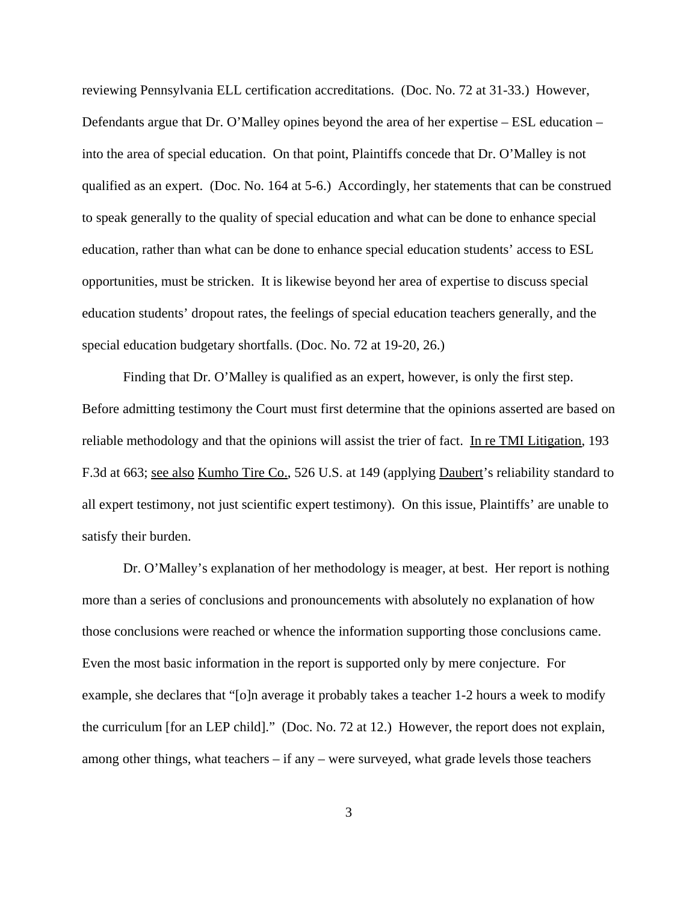reviewing Pennsylvania ELL certification accreditations. (Doc. No. 72 at 31-33.) However, Defendants argue that Dr. O'Malley opines beyond the area of her expertise – ESL education – into the area of special education. On that point, Plaintiffs concede that Dr. O'Malley is not qualified as an expert. (Doc. No. 164 at 5-6.) Accordingly, her statements that can be construed to speak generally to the quality of special education and what can be done to enhance special education, rather than what can be done to enhance special education students' access to ESL opportunities, must be stricken. It is likewise beyond her area of expertise to discuss special education students' dropout rates, the feelings of special education teachers generally, and the special education budgetary shortfalls. (Doc. No. 72 at 19-20, 26.)

Finding that Dr. O'Malley is qualified as an expert, however, is only the first step. Before admitting testimony the Court must first determine that the opinions asserted are based on reliable methodology and that the opinions will assist the trier of fact. In re TMI Litigation, 193 F.3d at 663; see also Kumho Tire Co., 526 U.S. at 149 (applying Daubert's reliability standard to all expert testimony, not just scientific expert testimony). On this issue, Plaintiffs' are unable to satisfy their burden.

Dr. O'Malley's explanation of her methodology is meager, at best. Her report is nothing more than a series of conclusions and pronouncements with absolutely no explanation of how those conclusions were reached or whence the information supporting those conclusions came. Even the most basic information in the report is supported only by mere conjecture. For example, she declares that "[o]n average it probably takes a teacher 1-2 hours a week to modify the curriculum [for an LEP child]." (Doc. No. 72 at 12.) However, the report does not explain, among other things, what teachers – if any – were surveyed, what grade levels those teachers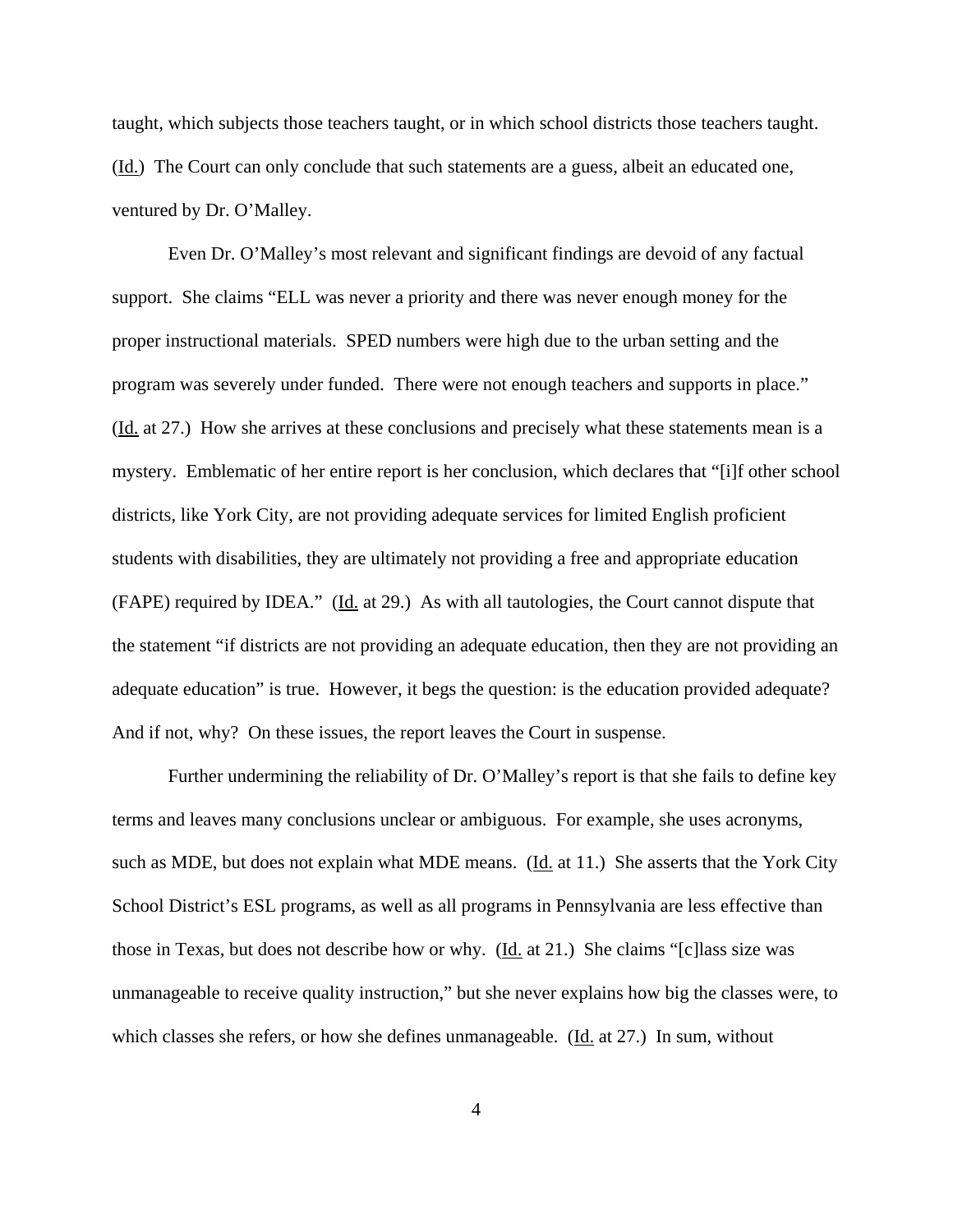taught, which subjects those teachers taught, or in which school districts those teachers taught. (Id.) The Court can only conclude that such statements are a guess, albeit an educated one, ventured by Dr. O'Malley.

Even Dr. O'Malley's most relevant and significant findings are devoid of any factual support. She claims "ELL was never a priority and there was never enough money for the proper instructional materials. SPED numbers were high due to the urban setting and the program was severely under funded. There were not enough teachers and supports in place." (Id. at 27.) How she arrives at these conclusions and precisely what these statements mean is a mystery. Emblematic of her entire report is her conclusion, which declares that "[i]f other school districts, like York City, are not providing adequate services for limited English proficient students with disabilities, they are ultimately not providing a free and appropriate education (FAPE) required by IDEA." (Id. at 29.) As with all tautologies, the Court cannot dispute that the statement "if districts are not providing an adequate education, then they are not providing an adequate education" is true. However, it begs the question: is the education provided adequate? And if not, why? On these issues, the report leaves the Court in suspense.

Further undermining the reliability of Dr. O'Malley's report is that she fails to define key terms and leaves many conclusions unclear or ambiguous. For example, she uses acronyms, such as MDE, but does not explain what MDE means. (Id. at 11.) She asserts that the York City School District's ESL programs, as well as all programs in Pennsylvania are less effective than those in Texas, but does not describe how or why. (Id. at 21.) She claims "[c]lass size was unmanageable to receive quality instruction," but she never explains how big the classes were, to which classes she refers, or how she defines unmanageable. (Id. at 27.) In sum, without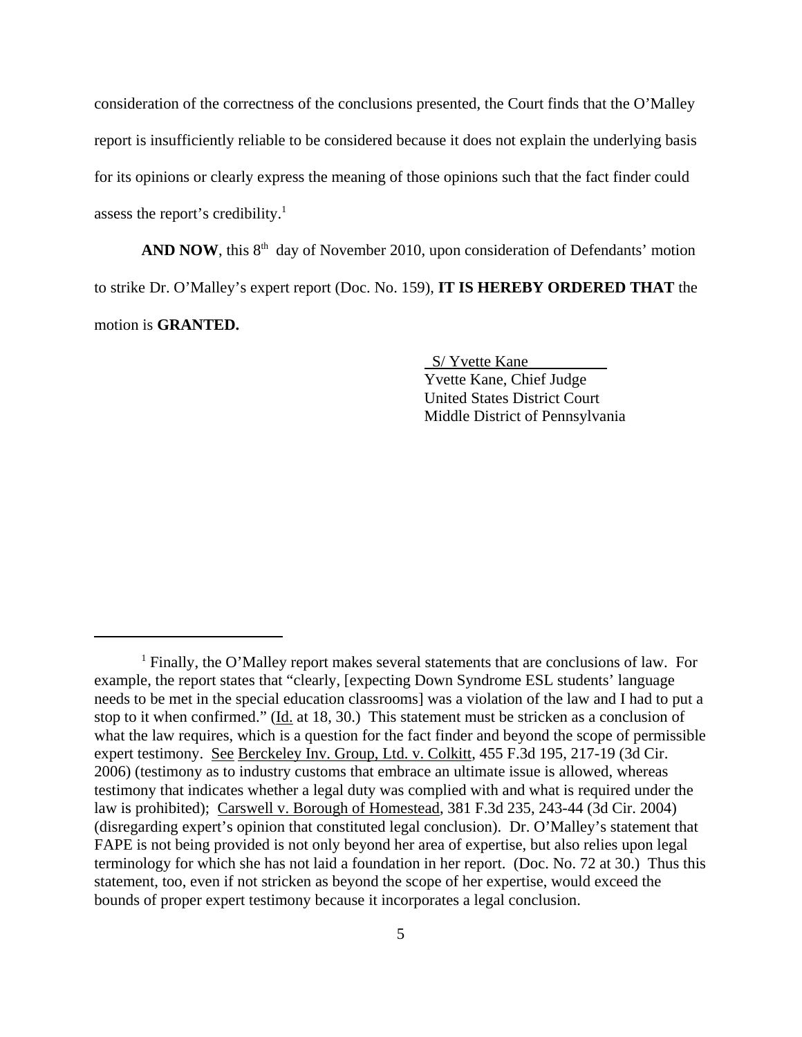consideration of the correctness of the conclusions presented, the Court finds that the O'Malley report is insufficiently reliable to be considered because it does not explain the underlying basis for its opinions or clearly express the meaning of those opinions such that the fact finder could assess the report's credibility.[1]

**AND NOW**, this 8th day of November 2010, upon consideration of Defendants' motion to strike Dr. O'Malley's expert report (Doc. No. 159), **IT IS HEREBY ORDERED THAT** the motion is **GRANTED.**

S/ Yvette Kane
Yvette Kane, Chief Judge
United States District Court
Middle District of Pennsylvania

---

[1] Finally, the O'Malley report makes several statements that are conclusions of law. For example, the report states that "clearly, [expecting Down Syndrome ESL students' language needs to be met in the special education classrooms] was a violation of the law and I had to put a stop to it when confirmed." (Id. at 18, 30.) This statement must be stricken as a conclusion of what the law requires, which is a question for the fact finder and beyond the scope of permissible expert testimony. See Berckeley Inv. Group, Ltd. v. Colkitt, 455 F.3d 195, 217-19 (3d Cir. 2006) (testimony as to industry customs that embrace an ultimate issue is allowed, whereas testimony that indicates whether a legal duty was complied with and what is required under the law is prohibited); Carswell v. Borough of Homestead, 381 F.3d 235, 243-44 (3d Cir. 2004) (disregarding expert's opinion that constituted legal conclusion). Dr. O'Malley's statement that FAPE is not being provided is not only beyond her area of expertise, but also relies upon legal terminology for which she has not laid a foundation in her report. (Doc. No. 72 at 30.) Thus this statement, too, even if not stricken as beyond the scope of her expertise, would exceed the bounds of proper expert testimony because it incorporates a legal conclusion.